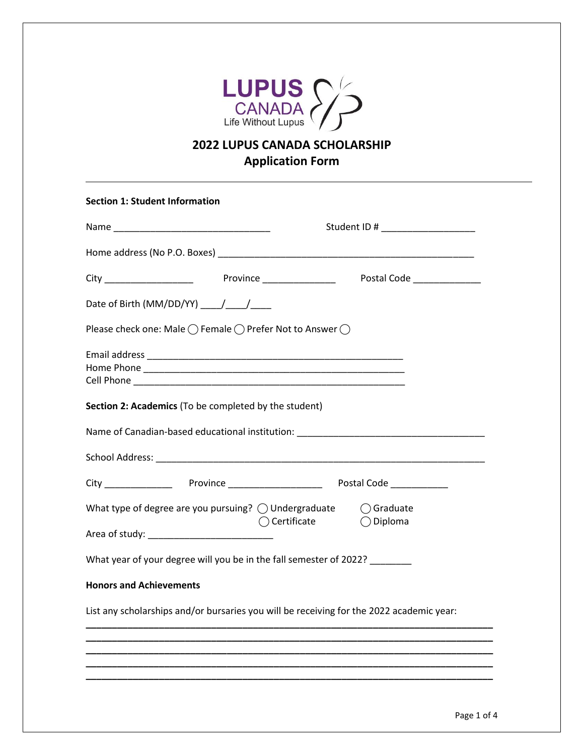LUPUS CANADA
Life Without Lupus

# 2022 LUPUS CANADA SCHOLARSHIP
## Application Form

---

**Section 1: Student Information**

Name ______________________________ Student ID # _________________

Home address (No P.O. Boxes) ________________________________________________

City _________________ Province ______________ Postal Code _____________

Date of Birth (MM/DD/YY) ____/____/____

Please check one: Male ◯ Female ◯ Prefer Not to Answer ◯

Email address ________________________________________________
Home Phone ________________________________________________
Cell Phone ________________________________________________

**Section 2: Academics** (To be completed by the student)

Name of Canadian-based educational institution: ____________________________________

School Address: ________________________________________________________________

City _____________ Province __________________ Postal Code ___________

What type of degree are you pursuing? ◯ Undergraduate ◯ Graduate ◯ Certificate ◯ Diploma

Area of study: _______________________

What year of your degree will you be in the fall semester of 2022? ________

**Honors and Achievements**

List any scholarships and/or bursaries you will be receiving for the 2022 academic year:

_____________________________________________________________________________
_____________________________________________________________________________
_____________________________________________________________________________
_____________________________________________________________________________
_____________________________________________________________________________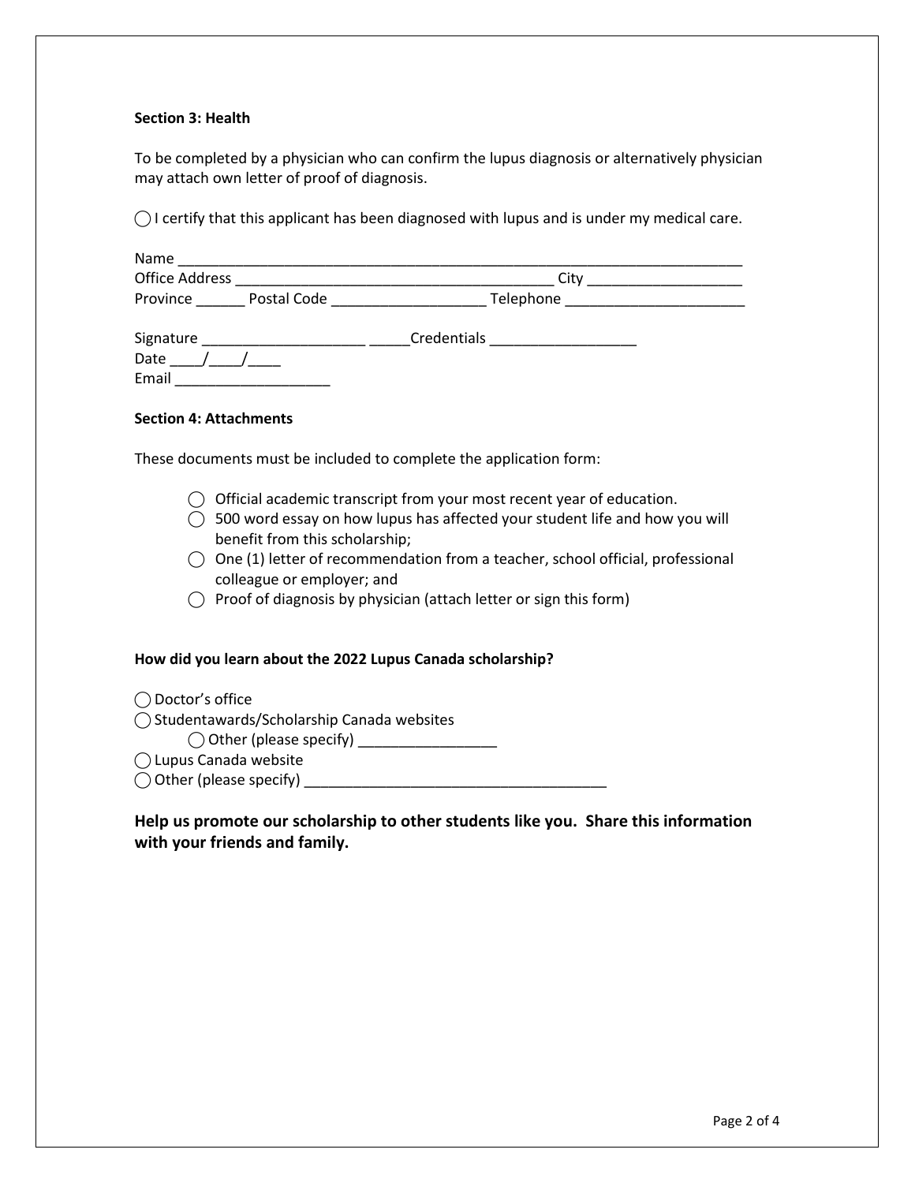**Section 3: Health**

To be completed by a physician who can confirm the lupus diagnosis or alternatively physician may attach own letter of proof of diagnosis.

◯ I certify that this applicant has been diagnosed with lupus and is under my medical care.

Name ___________________________________________________________________________
Office Address ________________________________________ City ___________________
Province ______ Postal Code ___________________ Telephone ______________________

Signature ____________________ _____Credentials __________________
Date ____/____/____
Email ___________________

**Section 4: Attachments**

These documents must be included to complete the application form:

- ◯ Official academic transcript from your most recent year of education.
- ◯ 500 word essay on how lupus has affected your student life and how you will benefit from this scholarship;
- ◯ One (1) letter of recommendation from a teacher, school official, professional colleague or employer; and
- ◯ Proof of diagnosis by physician (attach letter or sign this form)

**How did you learn about the 2022 Lupus Canada scholarship?**

◯ Doctor's office
◯ Studentawards/Scholarship Canada websites
    ◯ Other (please specify) _________________
◯ Lupus Canada website
◯ Other (please specify) ______________________________________

**Help us promote our scholarship to other students like you. Share this information with your friends and family.**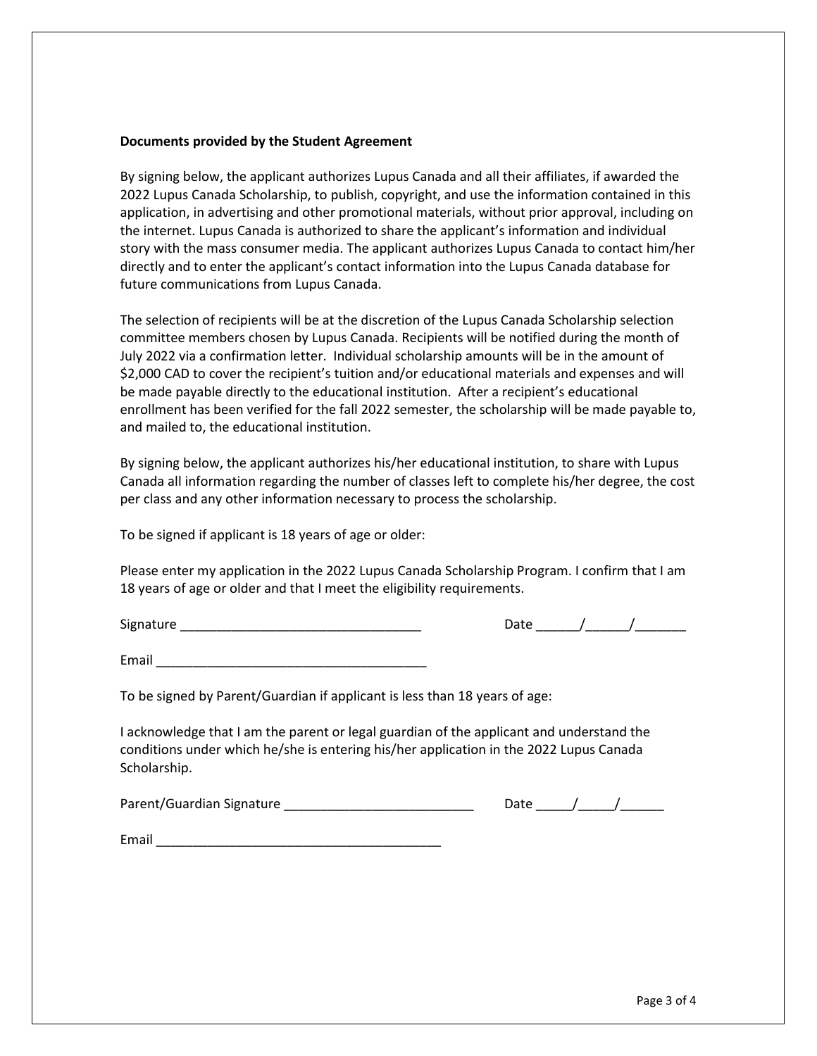**Documents provided by the Student Agreement**

By signing below, the applicant authorizes Lupus Canada and all their affiliates, if awarded the 2022 Lupus Canada Scholarship, to publish, copyright, and use the information contained in this application, in advertising and other promotional materials, without prior approval, including on the internet. Lupus Canada is authorized to share the applicant's information and individual story with the mass consumer media. The applicant authorizes Lupus Canada to contact him/her directly and to enter the applicant's contact information into the Lupus Canada database for future communications from Lupus Canada.

The selection of recipients will be at the discretion of the Lupus Canada Scholarship selection committee members chosen by Lupus Canada. Recipients will be notified during the month of July 2022 via a confirmation letter. Individual scholarship amounts will be in the amount of $2,000 CAD to cover the recipient's tuition and/or educational materials and expenses and will be made payable directly to the educational institution. After a recipient's educational enrollment has been verified for the fall 2022 semester, the scholarship will be made payable to, and mailed to, the educational institution.

By signing below, the applicant authorizes his/her educational institution, to share with Lupus Canada all information regarding the number of classes left to complete his/her degree, the cost per class and any other information necessary to process the scholarship.

To be signed if applicant is 18 years of age or older:

Please enter my application in the 2022 Lupus Canada Scholarship Program. I confirm that I am 18 years of age or older and that I meet the eligibility requirements.

Signature _________________________________ Date ______/______/_______

Email ______________________________________

To be signed by Parent/Guardian if applicant is less than 18 years of age:

I acknowledge that I am the parent or legal guardian of the applicant and understand the conditions under which he/she is entering his/her application in the 2022 Lupus Canada Scholarship.

Parent/Guardian Signature __________________________ Date _____/_____/______

Email _______________________________________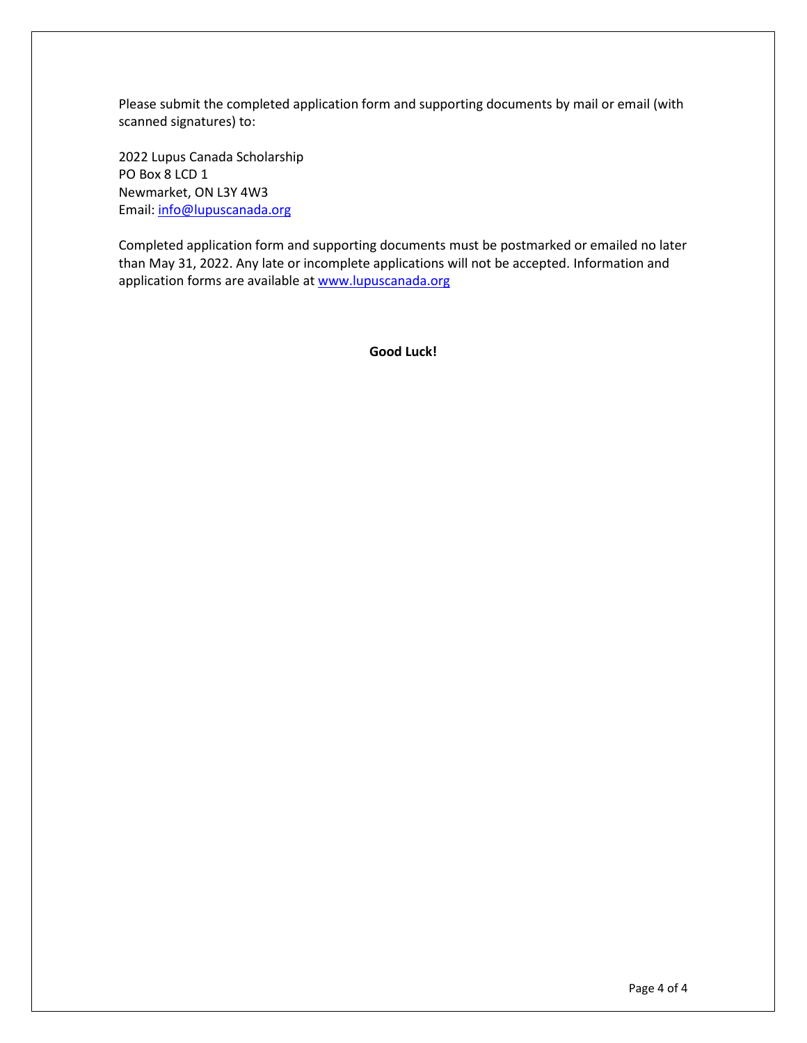Please submit the completed application form and supporting documents by mail or email (with scanned signatures) to:

2022 Lupus Canada Scholarship
PO Box 8 LCD 1
Newmarket, ON L3Y 4W3
Email: info@lupuscanada.org

Completed application form and supporting documents must be postmarked or emailed no later than May 31, 2022. Any late or incomplete applications will not be accepted. Information and application forms are available at www.lupuscanada.org

**Good Luck!**